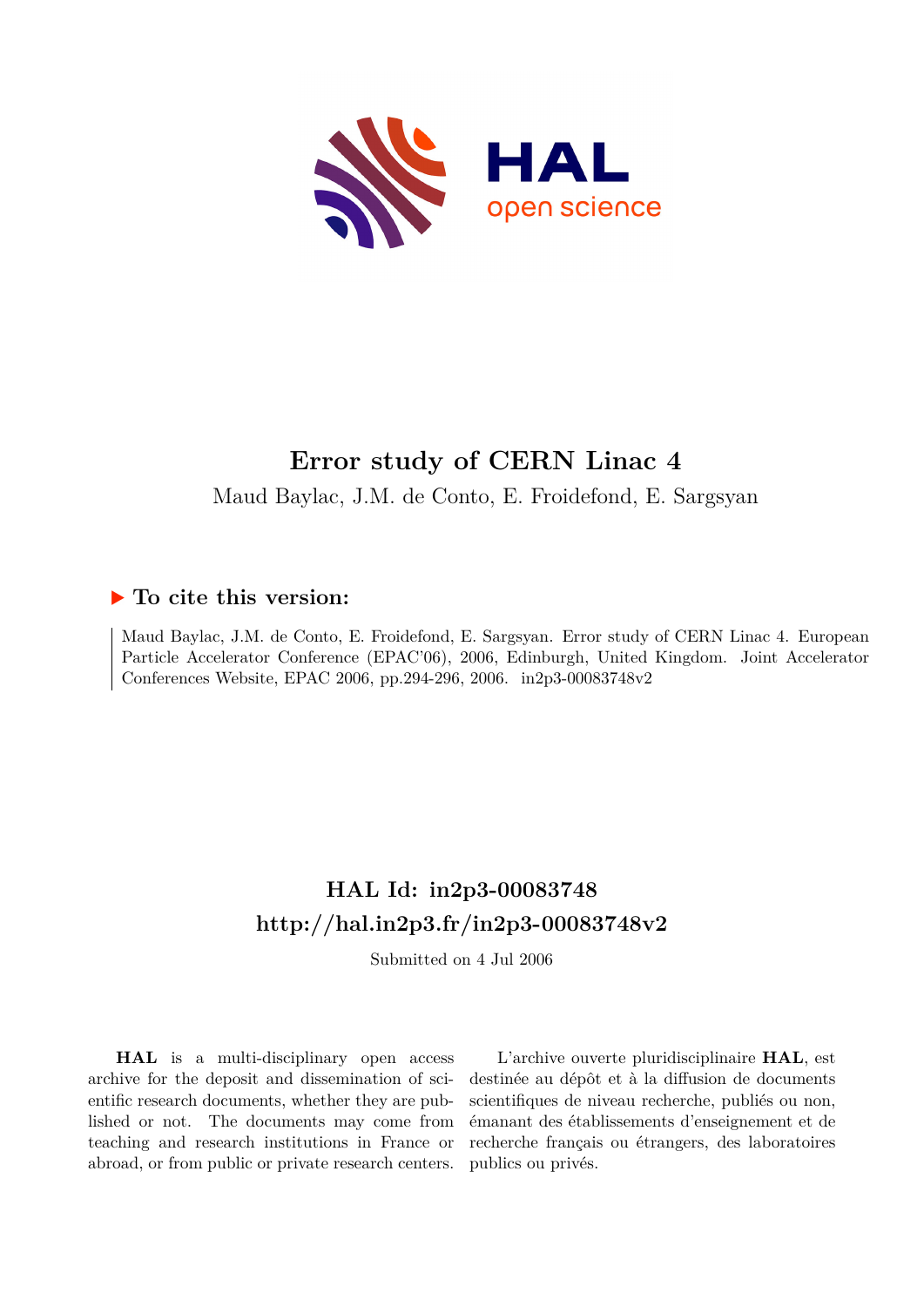# Error study of CERN Linac 4

Maud Baylac, J.M. de Conto, E. Froidefond, E. Sargsyan

## ▶ To cite this version:

Maud Baylac, J.M. de Conto, E. Froidefond, E. Sargsyan. Error study of CERN Linac 4. European Particle Accelerator Conference (EPAC'06), 2006, Edinburgh, United Kingdom. Joint Accelerator Conferences Website, EPAC 2006, pp.294-296, 2006. in2p3-00083748v2

## HAL Id: in2p3-00083748
## http://hal.in2p3.fr/in2p3-00083748v2

Submitted on 4 Jul 2006

**HAL** is a multi-disciplinary open access archive for the deposit and dissemination of scientific research documents, whether they are published or not. The documents may come from teaching and research institutions in France or abroad, or from public or private research centers.

L'archive ouverte pluridisciplinaire **HAL**, est destinée au dépôt et à la diffusion de documents scientifiques de niveau recherche, publiés ou non, émanant des établissements d'enseignement et de recherche français ou étrangers, des laboratoires publics ou privés.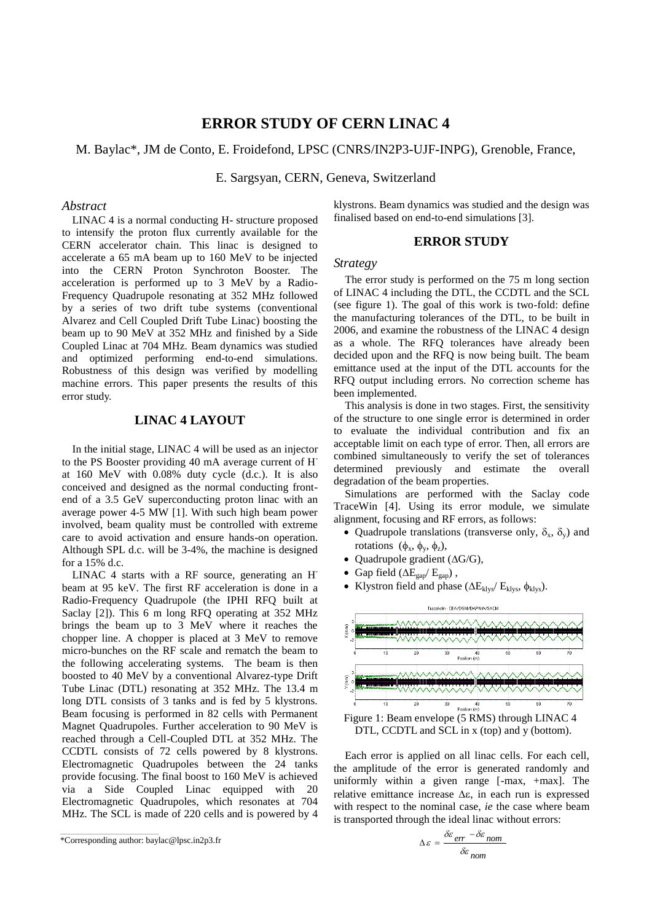# ERROR STUDY OF CERN LINAC 4

M. Baylac*, JM de Conto, E. Froidefond, LPSC (CNRS/IN2P3-UJF-INPG), Grenoble, France,

E. Sargsyan, CERN, Geneva, Switzerland

### *Abstract*

LINAC 4 is a normal conducting H- structure proposed to intensify the proton flux currently available for the CERN accelerator chain. This linac is designed to accelerate a 65 mA beam up to 160 MeV to be injected into the CERN Proton Synchrotron Booster. The acceleration is performed up to 3 MeV by a Radio-Frequency Quadrupole resonating at 352 MHz followed by a series of two drift tube systems (conventional Alvarez and Cell Coupled Drift Tube Linac) boosting the beam up to 90 MeV at 352 MHz and finished by a Side Coupled Linac at 704 MHz. Beam dynamics was studied and optimized performing end-to-end simulations. Robustness of this design was verified by modelling machine errors. This paper presents the results of this error study.

## LINAC 4 LAYOUT

In the initial stage, LINAC 4 will be used as an injector to the PS Booster providing 40 mA average current of $H^-$ at 160 MeV with 0.08% duty cycle (d.c.). It is also conceived and designed as the normal conducting front-end of a 3.5 GeV superconducting proton linac with an average power 4-5 MW [1]. With such high beam power involved, beam quality must be controlled with extreme care to avoid activation and ensure hands-on operation. Although SPL d.c. will be 3-4%, the machine is designed for a 15% d.c.

LINAC 4 starts with a RF source, generating an $H^-$ beam at 95 keV. The first RF acceleration is done in a Radio-Frequency Quadrupole (the IPHI RFQ built at Saclay [2]). This 6 m long RFQ operating at 352 MHz brings the beam up to 3 MeV where it reaches the chopper line. A chopper is placed at 3 MeV to remove micro-bunches on the RF scale and rematch the beam to the following accelerating systems. The beam is then boosted to 40 MeV by a conventional Alvarez-type Drift Tube Linac (DTL) resonating at 352 MHz. The 13.4 m long DTL consists of 3 tanks and is fed by 5 klystrons. Beam focusing is performed in 82 cells with Permanent Magnet Quadrupoles. Further acceleration to 90 MeV is reached through a Cell-Coupled DTL at 352 MHz. The CCDTL consists of 72 cells powered by 8 klystrons. Electromagnetic Quadrupoles between the 24 tanks provide focusing. The final boost to 160 MeV is achieved via a Side Coupled Linac equipped with 20 Electromagnetic Quadrupoles, which resonates at 704 MHz. The SCL is made of 220 cells and is powered by 4 klystrons. Beam dynamics was studied and the design was finalised based on end-to-end simulations [3].

## ERROR STUDY

### *Strategy*

The error study is performed on the 75 m long section of LINAC 4 including the DTL, the CCDTL and the SCL (see figure 1). The goal of this work is two-fold: define the manufacturing tolerances of the DTL, to be built in 2006, and examine the robustness of the LINAC 4 design as a whole. The RFQ tolerances have already been decided upon and the RFQ is now being built. The beam emittance used at the input of the DTL accounts for the RFQ output including errors. No correction scheme has been implemented.

This analysis is done in two stages. First, the sensitivity of the structure to one single error is determined in order to evaluate the individual contribution and fix an acceptable limit on each type of error. Then, all errors are combined simultaneously to verify the set of tolerances determined previously and estimate the overall degradation of the beam properties.

Simulations are performed with the Saclay code TraceWin [4]. Using its error module, we simulate alignment, focusing and RF errors, as follows:

- Quadrupole translations (transverse only, $\delta_x$, $\delta_y$) and rotations ($\phi_x$, $\phi_y$, $\phi_z$),
- Quadrupole gradient ($\Delta G/G$),
- Gap field ($\Delta E_{gap}/ E_{gap}$) ,
- Klystron field and phase ($\Delta E_{klys}/ E_{klys}$, $\phi_{klys}$).

Figure 1: Beam envelope (5 RMS) through LINAC 4 DTL, CCDTL and SCL in x (top) and y (bottom).

Each error is applied on all linac cells. For each cell, the amplitude of the error is generated randomly and uniformly within a given range [-max, +max]. The relative emittance increase $\Delta\varepsilon$, in each run is expressed with respect to the nominal case, *ie* the case where beam is transported through the ideal linac without errors:

$$\Delta\varepsilon = \frac{\delta\varepsilon_{err} - \delta\varepsilon_{nom}}{\delta\varepsilon_{nom}}$$

*Corresponding author: baylac@lpsc.in2p3.fr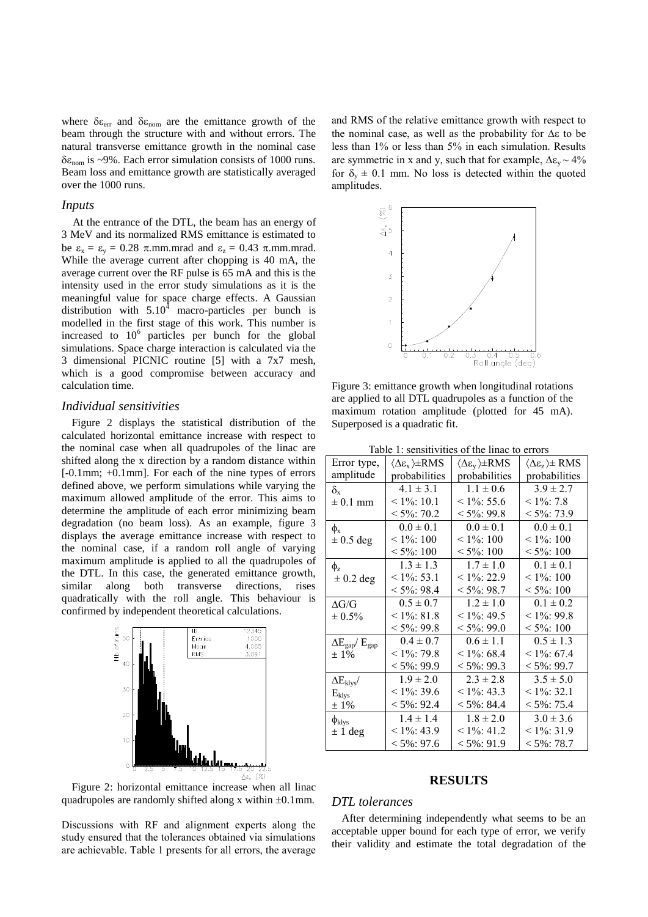where $\delta\varepsilon_{err}$ and $\delta\varepsilon_{nom}$ are the emittance growth of the beam through the structure with and without errors. The natural transverse emittance growth in the nominal case $\delta\varepsilon_{nom}$ is ~9%. Each error simulation consists of 1000 runs. Beam loss and emittance growth are statistically averaged over the 1000 runs.

### *Inputs*

At the entrance of the DTL, the beam has an energy of 3 MeV and its normalized RMS emittance is estimated to be $\varepsilon_x = \varepsilon_y = 0.28$ π.mm.mrad and $\varepsilon_z = 0.43$ π.mm.mrad. While the average current after chopping is 40 mA, the average current over the RF pulse is 65 mA and this is the intensity used in the error study simulations as it is the meaningful value for space charge effects. A Gaussian distribution with $5.10^4$ macro-particles per bunch is modelled in the first stage of this work. This number is increased to $10^6$ particles per bunch for the global simulations. Space charge interaction is calculated via the 3 dimensional PICNIC routine [5] with a 7x7 mesh, which is a good compromise between accuracy and calculation time.

### *Individual sensitivities*

Figure 2 displays the statistical distribution of the calculated horizontal emittance increase with respect to the nominal case when all quadrupoles of the linac are shifted along the x direction by a random distance within [-0.1mm; +0.1mm]. For each of the nine types of errors defined above, we perform simulations while varying the maximum allowed amplitude of the error. This aims to determine the amplitude of each error minimizing beam degradation (no beam loss). As an example, figure 3 displays the average emittance increase with respect to the nominal case, if a random roll angle of varying maximum amplitude is applied to all the quadrupoles of the DTL. In this case, the generated emittance growth, similar along both transverse directions, rises quadratically with the roll angle. This behaviour is confirmed by independent theoretical calculations.

Figure 2: horizontal emittance increase when all linac quadrupoles are randomly shifted along x within ±0.1mm.

Discussions with RF and alignment experts along the study ensured that the tolerances obtained via simulations are achievable. Table 1 presents for all errors, the average and RMS of the relative emittance growth with respect to the nominal case, as well as the probability for $\Delta\varepsilon$ to be less than 1% or less than 5% in each simulation. Results are symmetric in x and y, such that for example, $\Delta\varepsilon_y \sim 4\%$ for $\delta_y \pm 0.1$ mm. No loss is detected within the quoted amplitudes.

Figure 3: emittance growth when longitudinal rotations are applied to all DTL quadrupoles as a function of the maximum rotation amplitude (plotted for 45 mA). Superposed is a quadratic fit.

Table 1: sensitivities of the linac to errors

| Error type, amplitude | $\langle\Delta\varepsilon_x\rangle$±RMS probabilities | $\langle\Delta\varepsilon_y\rangle$±RMS probabilities | $\langle\Delta\varepsilon_z\rangle$± RMS probabilities |
|---|---|---|---|
| $\delta_x$ ± 0.1 mm | 4.1 ± 3.1<br>< 1%: 10.1<br>< 5%: 70.2 | 1.1 ± 0.6<br>< 1%: 55.6<br>< 5%: 99.8 | 3.9 ± 2.7<br>< 1%: 7.8<br>< 5%: 73.9 |
| $\phi_x$ ± 0.5 deg | 0.0 ± 0.1<br>< 1%: 100<br>< 5%: 100 | 0.0 ± 0.1<br>< 1%: 100<br>< 5%: 100 | 0.0 ± 0.1<br>< 1%: 100<br>< 5%: 100 |
| $\phi_z$ ± 0.2 deg | 1.3 ± 1.3<br>< 1%: 53.1<br>< 5%: 98.4 | 1.7 ± 1.0<br>< 1%: 22.9<br>< 5%: 98.7 | 0.1 ± 0.1<br>< 1%: 100<br>< 5%: 100 |
| $\Delta G/G$ ± 0.5% | 0.5 ± 0.7<br>< 1%: 81.8<br>< 5%: 99.8 | 1.2 ± 1.0<br>< 1%: 49.5<br>< 5%: 99.0 | 0.1 ± 0.2<br>< 1%: 99.8<br>< 5%: 100 |
| $\Delta E_{gap}/E_{gap}$ ± 1% | 0.4 ± 0.7<br>< 1%: 79.8<br>< 5%: 99.9 | 0.6 ± 1.1<br>< 1%: 68.4<br>< 5%: 99.3 | 0.5 ± 1.3<br>< 1%: 67.4<br>< 5%: 99.7 |
| $\Delta E_{klys}/E_{klys}$ ± 1% | 1.9 ± 2.0<br>< 1%: 39.6<br>< 5%: 92.4 | 2.3 ± 2.8<br>< 1%: 43.3<br>< 5%: 84.4 | 3.5 ± 5.0<br>< 1%: 32.1<br>< 5%: 75.4 |
| $\phi_{klys}$ ± 1 deg | 1.4 ± 1.4<br>< 1%: 43.9<br>< 5%: 97.6 | 1.8 ± 2.0<br>< 1%: 41.2<br>< 5%: 91.9 | 3.0 ± 3.6<br>< 1%: 31.9<br>< 5%: 78.7 |

## RESULTS

### *DTL tolerances*

After determining independently what seems to be an acceptable upper bound for each type of error, we verify their validity and estimate the total degradation of the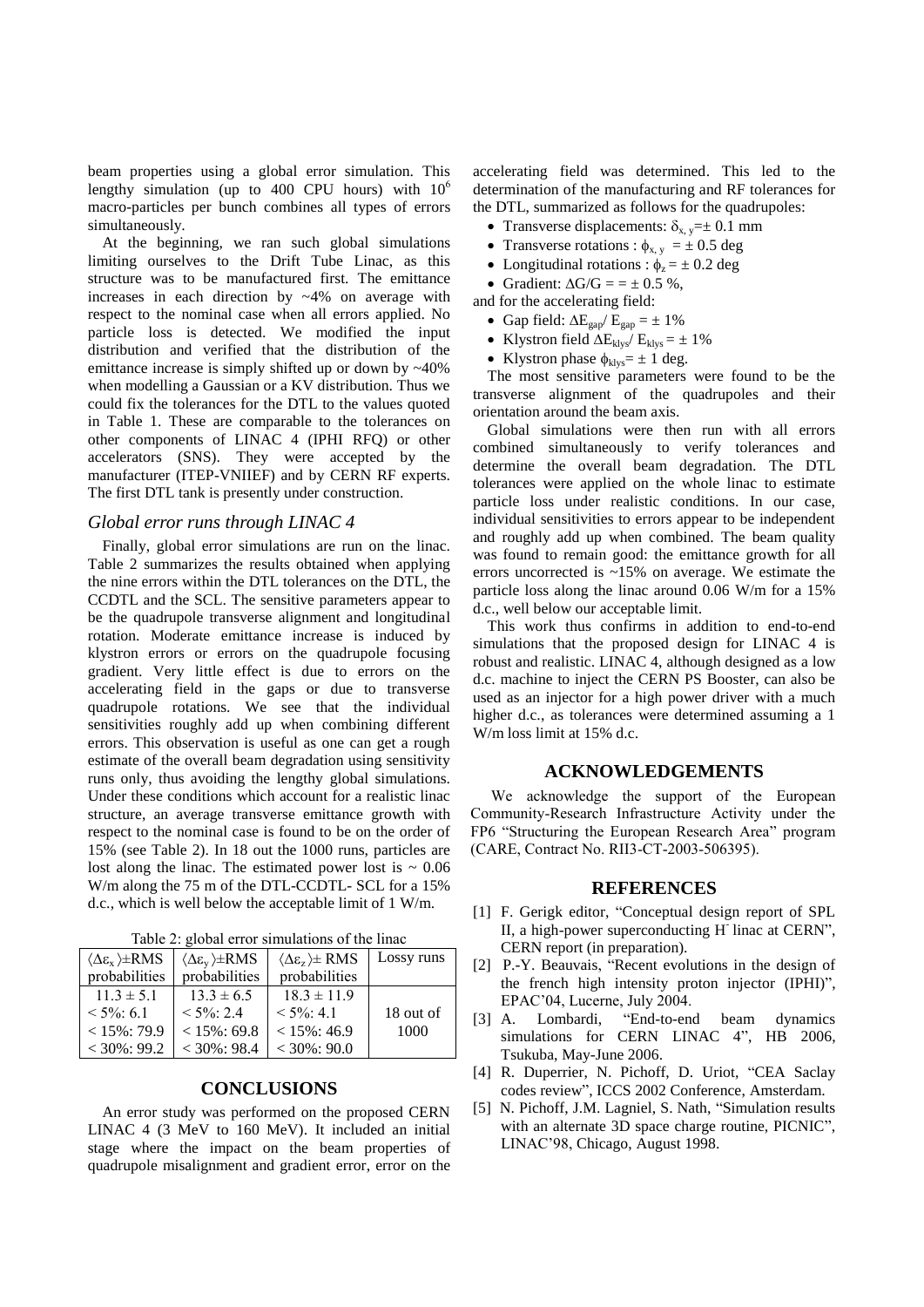beam properties using a global error simulation. This lengthy simulation (up to 400 CPU hours) with $10^6$ macro-particles per bunch combines all types of errors simultaneously.

At the beginning, we ran such global simulations limiting ourselves to the Drift Tube Linac, as this structure was to be manufactured first. The emittance increases in each direction by ~4% on average with respect to the nominal case when all errors applied. No particle loss is detected. We modified the input distribution and verified that the distribution of the emittance increase is simply shifted up or down by ~40% when modelling a Gaussian or a KV distribution. Thus we could fix the tolerances for the DTL to the values quoted in Table 1. These are comparable to the tolerances on other components of LINAC 4 (IPHI RFQ) or other accelerators (SNS). They were accepted by the manufacturer (ITEP-VNIIEF) and by CERN RF experts. The first DTL tank is presently under construction.

### *Global error runs through LINAC 4*

Finally, global error simulations are run on the linac. Table 2 summarizes the results obtained when applying the nine errors within the DTL tolerances on the DTL, the CCDTL and the SCL. The sensitive parameters appear to be the quadrupole transverse alignment and longitudinal rotation. Moderate emittance increase is induced by klystron errors or errors on the quadrupole focusing gradient. Very little effect is due to errors on the accelerating field in the gaps or due to transverse quadrupole rotations. We see that the individual sensitivities roughly add up when combining different errors. This observation is useful as one can get a rough estimate of the overall beam degradation using sensitivity runs only, thus avoiding the lengthy global simulations. Under these conditions which account for a realistic linac structure, an average transverse emittance growth with respect to the nominal case is found to be on the order of 15% (see Table 2). In 18 out the 1000 runs, particles are lost along the linac. The estimated power lost is ~ 0.06 W/m along the 75 m of the DTL-CCDTL- SCL for a 15% d.c., which is well below the acceptable limit of 1 W/m.

Table 2: global error simulations of the linac

| $\langle\Delta\varepsilon_x\rangle\pm$RMS probabilities | $\langle\Delta\varepsilon_y\rangle\pm$RMS probabilities | $\langle\Delta\varepsilon_z\rangle\pm$ RMS probabilities | Lossy runs |
|---|---|---|---|
| $11.3 \pm 5.1$<br>< 5%: 6.1<br>< 15%: 79.9<br>< 30%: 99.2 | $13.3 \pm 6.5$<br>< 5%: 2.4<br>< 15%: 69.8<br>< 30%: 98.4 | $18.3 \pm 11.9$<br>< 5%: 4.1<br>< 15%: 46.9<br>< 30%: 90.0 | 18 out of 1000 |

## CONCLUSIONS

An error study was performed on the proposed CERN LINAC 4 (3 MeV to 160 MeV). It included an initial stage where the impact on the beam properties of quadrupole misalignment and gradient error, error on the accelerating field was determined. This led to the determination of the manufacturing and RF tolerances for the DTL, summarized as follows for the quadrupoles:

- Transverse displacements: $\delta_{x,y}=\pm$ 0.1 mm
- Transverse rotations : $\phi_{x,y}$ = ± 0.5 deg
- Longitudinal rotations : $\phi_z$ = ± 0.2 deg
- Gradient: $\Delta G/G$ = = ± 0.5 %,

and for the accelerating field:

- Gap field: $\Delta E_{gap}/ E_{gap}$ = ± 1%
- Klystron field $\Delta E_{klys}/ E_{klys}$ = ± 1%
- Klystron phase $\phi_{klys}$= ± 1 deg.

The most sensitive parameters were found to be the transverse alignment of the quadrupoles and their orientation around the beam axis.

Global simulations were then run with all errors combined simultaneously to verify tolerances and determine the overall beam degradation. The DTL tolerances were applied on the whole linac to estimate particle loss under realistic conditions. In our case, individual sensitivities to errors appear to be independent and roughly add up when combined. The beam quality was found to remain good: the emittance growth for all errors uncorrected is ~15% on average. We estimate the particle loss along the linac around 0.06 W/m for a 15% d.c., well below our acceptable limit.

This work thus confirms in addition to end-to-end simulations that the proposed design for LINAC 4 is robust and realistic. LINAC 4, although designed as a low d.c. machine to inject the CERN PS Booster, can also be used as an injector for a high power driver with a much higher d.c., as tolerances were determined assuming a 1 W/m loss limit at 15% d.c.

## ACKNOWLEDGEMENTS

We acknowledge the support of the European Community-Research Infrastructure Activity under the FP6 "Structuring the European Research Area" program (CARE, Contract No. RII3-CT-2003-506395).

## REFERENCES

[1] F. Gerigk editor, "Conceptual design report of SPL II, a high-power superconducting $H^-$ linac at CERN", CERN report (in preparation).

[2] P.-Y. Beauvais, "Recent evolutions in the design of the french high intensity proton injector (IPHI)", EPAC'04, Lucerne, July 2004.

[3] A. Lombardi, "End-to-end beam dynamics simulations for CERN LINAC 4", HB 2006, Tsukuba, May-June 2006.

[4] R. Duperrier, N. Pichoff, D. Uriot, "CEA Saclay codes review", ICCS 2002 Conference, Amsterdam.

[5] N. Pichoff, J.M. Lagniel, S. Nath, "Simulation results with an alternate 3D space charge routine, PICNIC", LINAC'98, Chicago, August 1998.